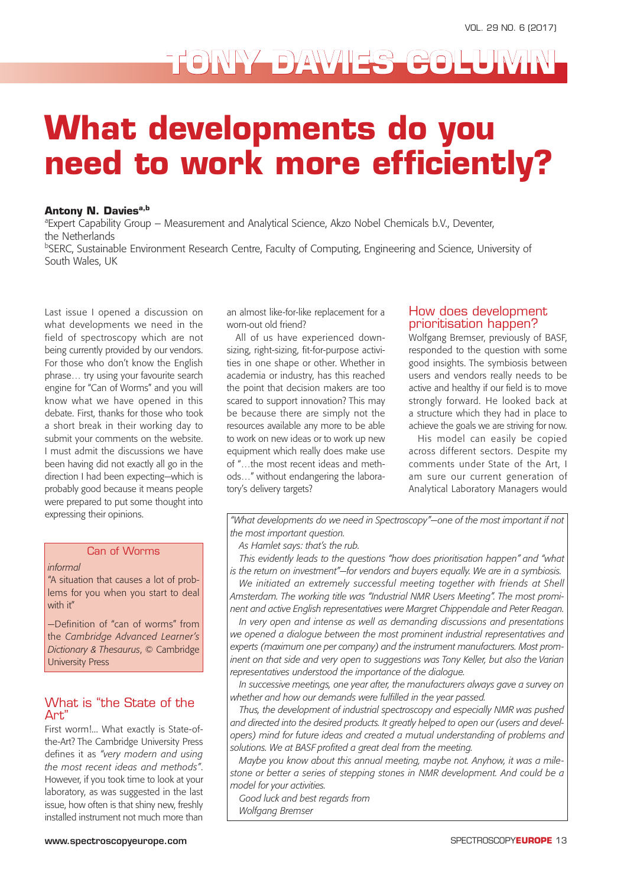# TONY DAVIES COLUMN

# What developments do you need to work more efficiently?

**Antony N. Davies**[a,b]

[a]Expert Capability Group – Measurement and Analytical Science, Akzo Nobel Chemicals b.V., Deventer, the Netherlands

[b]SERC, Sustainable Environment Research Centre, Faculty of Computing, Engineering and Science, University of South Wales, UK

Last issue I opened a discussion on what developments we need in the field of spectroscopy which are not being currently provided by our vendors. For those who don't know the English phrase… try using your favourite search engine for "Can of Worms" and you will know what we have opened in this debate. First, thanks for those who took a short break in their working day to submit your comments on the website. I must admit the discussions we have been having did not exactly all go in the direction I had been expecting—which is probably good because it means people were prepared to put some thought into expressing their opinions.

> Can of Worms
>
> *informal*
>
> "A situation that causes a lot of problems for you when you start to deal with it"
>
> —Definition of "can of worms" from the *Cambridge Advanced Learner's Dictionary & Thesaurus*, © Cambridge University Press

## What is "the State of the Art"

First worm!… What exactly is State-of-the-Art? The Cambridge University Press defines it as *"very modern and using the most recent ideas and methods"*. However, if you took time to look at your laboratory, as was suggested in the last issue, how often is that shiny new, freshly installed instrument not much more than an almost like-for-like replacement for a worn-out old friend?

All of us have experienced down-sizing, right-sizing, fit-for-purpose activities in one shape or other. Whether in academia or industry, has this reached the point that decision makers are too scared to support innovation? This may be because there are simply not the resources available any more to be able to work on new ideas or to work up new equipment which really does make use of "…the most recent ideas and methods…" without endangering the laboratory's delivery targets?

## How does development prioritisation happen?

Wolfgang Bremser, previously of BASF, responded to the question with some good insights. The symbiosis between users and vendors really needs to be active and healthy if our field is to move strongly forward. He looked back at a structure which they had in place to achieve the goals we are striving for now.

His model can easily be copied across different sectors. Despite my comments under State of the Art, I am sure our current generation of Analytical Laboratory Managers would

> *"What developments do we need in Spectroscopy"—one of the most important if not the most important question.*
>
> *As Hamlet says: that's the rub.*
>
> *This evidently leads to the questions "how does prioritisation happen" and "what is the return on investment"—for vendors and buyers equally. We are in a symbiosis.*
>
> *We initiated an extremely successful meeting together with friends at Shell Amsterdam. The working title was "Industrial NMR Users Meeting". The most prominent and active English representatives were Margret Chippendale and Peter Reagan.*
>
> *In very open and intense as well as demanding discussions and presentations we opened a dialogue between the most prominent industrial representatives and experts (maximum one per company) and the instrument manufacturers. Most prominent on that side and very open to suggestions was Tony Keller, but also the Varian representatives understood the importance of the dialogue.*
>
> *In successive meetings, one year after, the manufacturers always gave a survey on whether and how our demands were fulfilled in the year passed.*
>
> *Thus, the development of industrial spectroscopy and especially NMR was pushed and directed into the desired products. It greatly helped to open our (users and developers) mind for future ideas and created a mutual understanding of problems and solutions. We at BASF profited a great deal from the meeting.*
>
> *Maybe you know about this annual meeting, maybe not. Anyhow, it was a milestone or better a series of stepping stones in NMR development. And could be a model for your activities.*
>
> *Good luck and best regards from*
>
> *Wolfgang Bremser*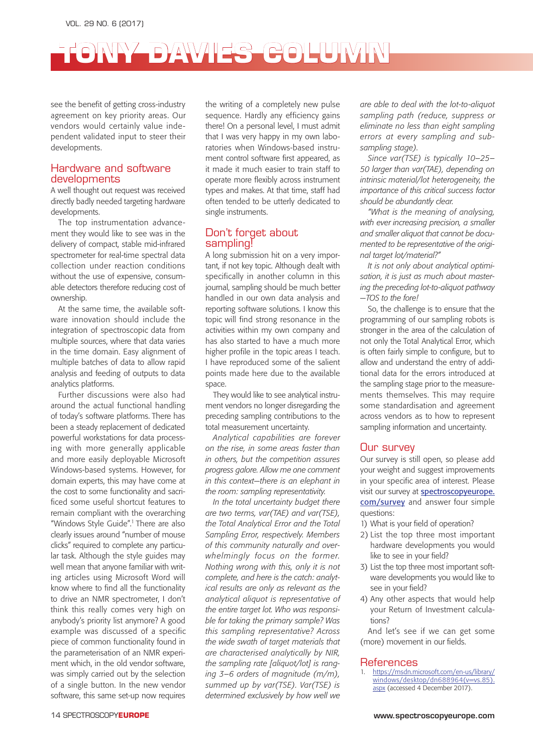see the benefit of getting cross-industry agreement on key priority areas. Our vendors would certainly value independent validated input to steer their developments.

## Hardware and software developments

A well thought out request was received directly badly needed targeting hardware developments.

The top instrumentation advancement they would like to see was in the delivery of compact, stable mid-infrared spectrometer for real-time spectral data collection under reaction conditions without the use of expensive, consumable detectors therefore reducing cost of ownership.

At the same time, the available software innovation should include the integration of spectroscopic data from multiple sources, where that data varies in the time domain. Easy alignment of multiple batches of data to allow rapid analysis and feeding of outputs to data analytics platforms.

Further discussions were also had around the actual functional handling of today's software platforms. There has been a steady replacement of dedicated powerful workstations for data processing with more generally applicable and more easily deployable Microsoft Windows-based systems. However, for domain experts, this may have come at the cost to some functionality and sacrificed some useful shortcut features to remain compliant with the overarching "Windows Style Guide".[1] There are also clearly issues around "number of mouse clicks" required to complete any particular task. Although the style guides may well mean that anyone familiar with writing articles using Microsoft Word will know where to find all the functionality to drive an NMR spectrometer, I don't think this really comes very high on anybody's priority list anymore? A good example was discussed of a specific piece of common functionality found in the parameterisation of an NMR experiment which, in the old vendor software, was simply carried out by the selection of a single button. In the new vendor software, this same set-up now requires the writing of a completely new pulse sequence. Hardly any efficiency gains there! On a personal level, I must admit that I was very happy in my own laboratories when Windows-based instrument control software first appeared, as it made it much easier to train staff to operate more flexibly across instrument types and makes. At that time, staff had often tended to be utterly dedicated to single instruments.

## Don't forget about sampling!

A long submission hit on a very important, if not key topic. Although dealt with specifically in another column in this journal, sampling should be much better handled in our own data analysis and reporting software solutions. I know this topic will find strong resonance in the activities within my own company and has also started to have a much more higher profile in the topic areas I teach. I have reproduced some of the salient points made here due to the available space.

They would like to see analytical instrument vendors no longer disregarding the preceding sampling contributions to the total measurement uncertainty.

*Analytical capabilities are forever on the rise, in some areas faster than in others, but the competition assures progress galore. Allow me one comment in this context—there is an elephant in the room: sampling representativity.*

*In the total uncertainty budget there are two terms, var(TAE) and var(TSE), the Total Analytical Error and the Total Sampling Error, respectively. Members of this community naturally and overwhelmingly focus on the former. Nothing wrong with this, only it is not complete, and here is the catch: analytical results are only as relevant as the analytical aliquot is representative of the entire target lot. Who was responsible for taking the primary sample? Was this sampling representative? Across the wide swath of target materials that are characterised analytically by NIR, the sampling rate [aliquot/lot] is ranging 3–6 orders of magnitude (m/m), summed up by var(TSE). Var(TSE) is determined exclusively by how well we are able to deal with the lot-to-aliquot sampling path (reduce, suppress or eliminate no less than eight sampling errors at every sampling and sub-sampling stage).*

*Since var(TSE) is typically 10–25–50 larger than var(TAE), depending on intrinsic material/lot heterogeneity, the importance of this critical success factor should be abundantly clear.*

*"What is the meaning of analysing, with ever increasing precision, a smaller and smaller aliquot that cannot be documented to be representative of the original target lot/material?"*

*It is not only about analytical optimisation, it is just as much about mastering the preceding lot-to-aliquot pathway —TOS to the fore!*

So, the challenge is to ensure that the programming of our sampling robots is stronger in the area of the calculation of not only the Total Analytical Error, which is often fairly simple to configure, but to allow and understand the entry of additional data for the errors introduced at the sampling stage prior to the measurements themselves. This may require some standardisation and agreement across vendors as to how to represent sampling information and uncertainty.

## Our survey

Our survey is still open, so please add your weight and suggest improvements in your specific area of interest. Please visit our survey at [spectroscopyeurope.com/survey](spectroscopyeurope.com/survey) and answer four simple questions:

1) What is your field of operation?
2) List the top three most important hardware developments you would like to see in your field?
3) List the top three most important software developments you would like to see in your field?
4) Any other aspects that would help your Return of Investment calculations?

And let's see if we can get some (more) movement in our fields.

## References

1. https://msdn.microsoft.com/en-us/library/windows/desktop/dn688964(v=vs.85).aspx (accessed 4 December 2017).